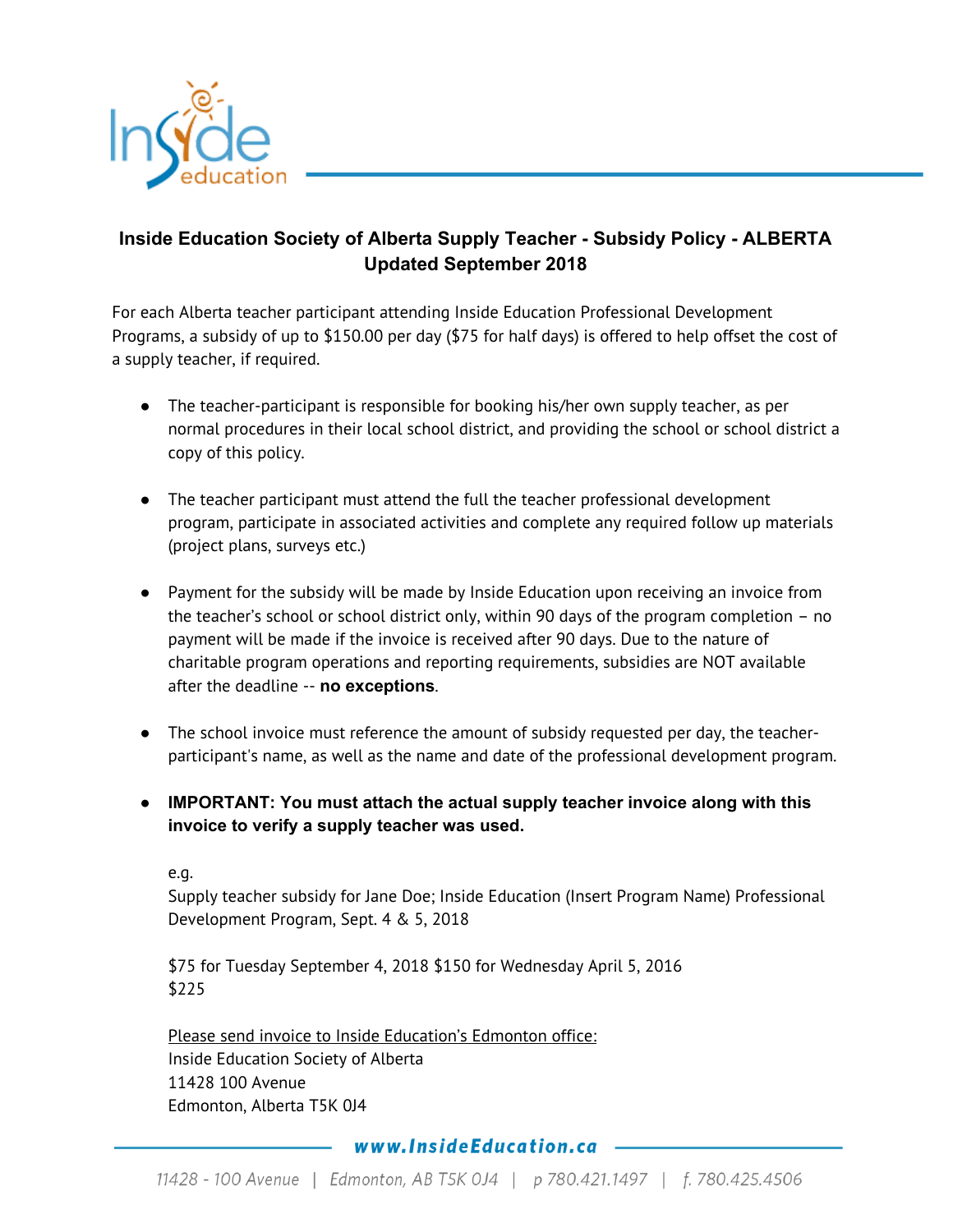# Inside Education Society of Alberta Supply Teacher - Subsidy Policy - ALBERTA
## Updated September 2018

For each Alberta teacher participant attending Inside Education Professional Development Programs, a subsidy of up to $150.00 per day ($75 for half days) is offered to help offset the cost of a supply teacher, if required.

- The teacher-participant is responsible for booking his/her own supply teacher, as per normal procedures in their local school district, and providing the school or school district a copy of this policy.
- The teacher participant must attend the full the teacher professional development program, participate in associated activities and complete any required follow up materials (project plans, surveys etc.)
- Payment for the subsidy will be made by Inside Education upon receiving an invoice from the teacher's school or school district only, within 90 days of the program completion – no payment will be made if the invoice is received after 90 days. Due to the nature of charitable program operations and reporting requirements, subsidies are NOT available after the deadline -- **no exceptions**.
- The school invoice must reference the amount of subsidy requested per day, the teacher-participant's name, as well as the name and date of the professional development program.
- **IMPORTANT: You must attach the actual supply teacher invoice along with this invoice to verify a supply teacher was used.**

  e.g.
  Supply teacher subsidy for Jane Doe; Inside Education (Insert Program Name) Professional Development Program, Sept. 4 & 5, 2018

  $75 for Tuesday September 4, 2018 $150 for Wednesday April 5, 2016
  $225

  Please send invoice to Inside Education's Edmonton office:
  Inside Education Society of Alberta
  11428 100 Avenue
  Edmonton, Alberta T5K 0J4

www.InsideEducation.ca

11428 - 100 Avenue | Edmonton, AB T5K 0J4 | p 780.421.1497 | f. 780.425.4506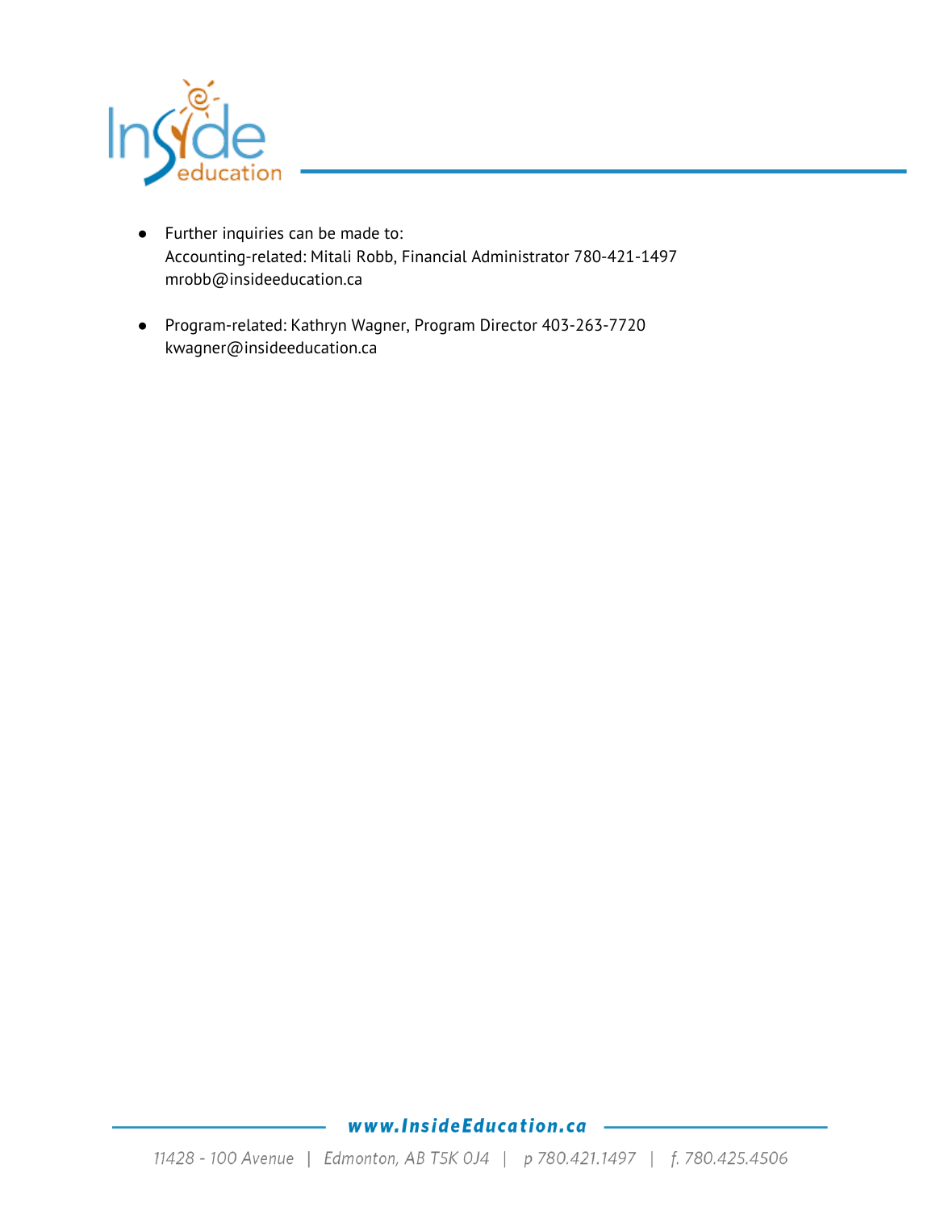- Further inquiries can be made to:
  Accounting-related: Mitali Robb, Financial Administrator 780-421-1497
  mrobb@insideeducation.ca

- Program-related: Kathryn Wagner, Program Director 403-263-7720
  kwagner@insideeducation.ca